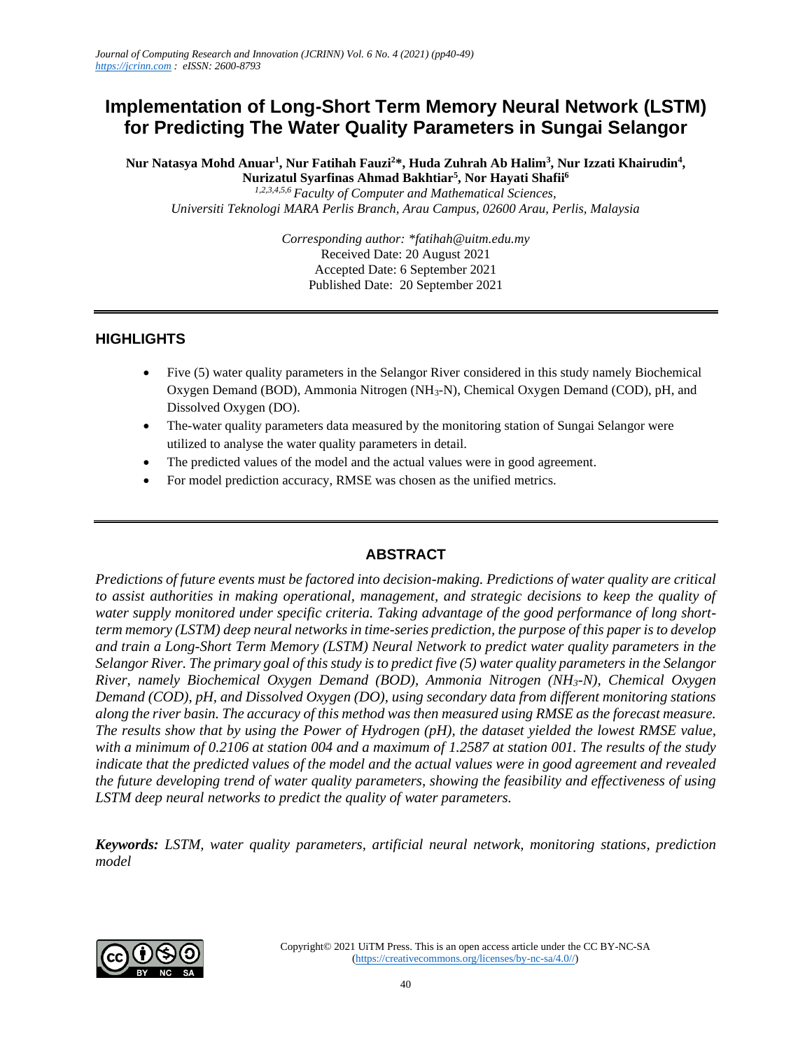# Implementation of Long-Short Term Memory Neural Network (LSTM) for Predicting The Water Quality Parameters in Sungai Selangor

**Nur Natasya Mohd Anuar[1], Nur Fatihah Fauzi[2]*, Huda Zuhrah Ab Halim[3], Nur Izzati Khairudin[4], Nurizatul Syarfinas Ahmad Bakhtiar[5], Nor Hayati Shafii[6]**

[1,2,3,4,5,6] *Faculty of Computer and Mathematical Sciences, Universiti Teknologi MARA Perlis Branch, Arau Campus, 02600 Arau, Perlis, Malaysia*

*Corresponding author: *fatihah@uitm.edu.my*
Received Date: 20 August 2021
Accepted Date: 6 September 2021
Published Date: 20 September 2021

---

## HIGHLIGHTS

- Five (5) water quality parameters in the Selangor River considered in this study namely Biochemical Oxygen Demand (BOD), Ammonia Nitrogen ($NH_3$-N), Chemical Oxygen Demand (COD), pH, and Dissolved Oxygen (DO).
- The-water quality parameters data measured by the monitoring station of Sungai Selangor were utilized to analyse the water quality parameters in detail.
- The predicted values of the model and the actual values were in good agreement.
- For model prediction accuracy, RMSE was chosen as the unified metrics.

---

## ABSTRACT

*Predictions of future events must be factored into decision-making. Predictions of water quality are critical to assist authorities in making operational, management, and strategic decisions to keep the quality of water supply monitored under specific criteria. Taking advantage of the good performance of long short-term memory (LSTM) deep neural networks in time-series prediction, the purpose of this paper is to develop and train a Long-Short Term Memory (LSTM) Neural Network to predict water quality parameters in the Selangor River. The primary goal of this study is to predict five (5) water quality parameters in the Selangor River, namely Biochemical Oxygen Demand (BOD), Ammonia Nitrogen ($NH_3$-N), Chemical Oxygen Demand (COD), pH, and Dissolved Oxygen (DO), using secondary data from different monitoring stations along the river basin. The accuracy of this method was then measured using RMSE as the forecast measure. The results show that by using the Power of Hydrogen (pH), the dataset yielded the lowest RMSE value, with a minimum of 0.2106 at station 004 and a maximum of 1.2587 at station 001. The results of the study indicate that the predicted values of the model and the actual values were in good agreement and revealed the future developing trend of water quality parameters, showing the feasibility and effectiveness of using LSTM deep neural networks to predict the quality of water parameters.*

***Keywords:*** *LSTM, water quality parameters, artificial neural network, monitoring stations, prediction model*

Copyright© 2021 UiTM Press. This is an open access article under the CC BY-NC-SA (https://creativecommons.org/licenses/by-nc-sa/4.0//)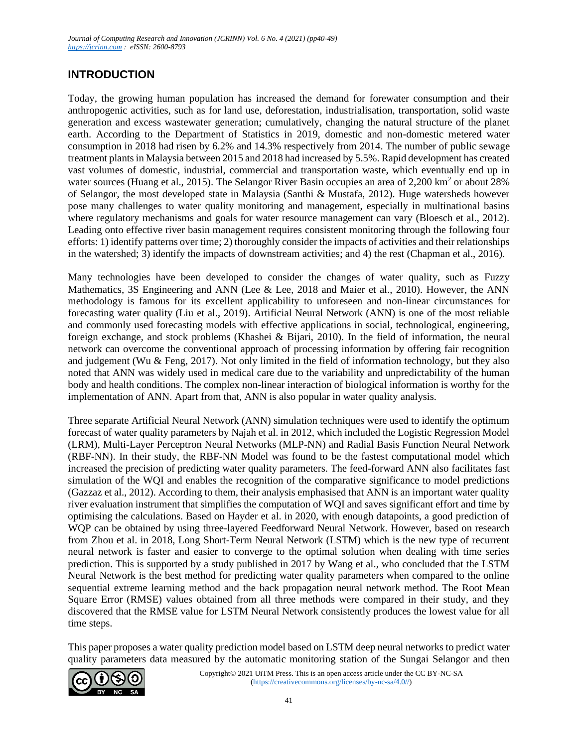## INTRODUCTION

Today, the growing human population has increased the demand for forewater consumption and their anthropogenic activities, such as for land use, deforestation, industrialisation, transportation, solid waste generation and excess wastewater generation; cumulatively, changing the natural structure of the planet earth. According to the Department of Statistics in 2019, domestic and non-domestic metered water consumption in 2018 had risen by 6.2% and 14.3% respectively from 2014. The number of public sewage treatment plants in Malaysia between 2015 and 2018 had increased by 5.5%. Rapid development has created vast volumes of domestic, industrial, commercial and transportation waste, which eventually end up in water sources (Huang et al., 2015). The Selangor River Basin occupies an area of 2,200 km$^2$ or about 28% of Selangor, the most developed state in Malaysia (Santhi & Mustafa, 2012). Huge watersheds however pose many challenges to water quality monitoring and management, especially in multinational basins where regulatory mechanisms and goals for water resource management can vary (Bloesch et al., 2012). Leading onto effective river basin management requires consistent monitoring through the following four efforts: 1) identify patterns over time; 2) thoroughly consider the impacts of activities and their relationships in the watershed; 3) identify the impacts of downstream activities; and 4) the rest (Chapman et al., 2016).

Many technologies have been developed to consider the changes of water quality, such as Fuzzy Mathematics, 3S Engineering and ANN (Lee & Lee, 2018 and Maier et al., 2010). However, the ANN methodology is famous for its excellent applicability to unforeseen and non-linear circumstances for forecasting water quality (Liu et al., 2019). Artificial Neural Network (ANN) is one of the most reliable and commonly used forecasting models with effective applications in social, technological, engineering, foreign exchange, and stock problems (Khashei & Bijari, 2010). In the field of information, the neural network can overcome the conventional approach of processing information by offering fair recognition and judgement (Wu & Feng, 2017). Not only limited in the field of information technology, but they also noted that ANN was widely used in medical care due to the variability and unpredictability of the human body and health conditions. The complex non-linear interaction of biological information is worthy for the implementation of ANN. Apart from that, ANN is also popular in water quality analysis.

Three separate Artificial Neural Network (ANN) simulation techniques were used to identify the optimum forecast of water quality parameters by Najah et al. in 2012, which included the Logistic Regression Model (LRM), Multi-Layer Perceptron Neural Networks (MLP-NN) and Radial Basis Function Neural Network (RBF-NN). In their study, the RBF-NN Model was found to be the fastest computational model which increased the precision of predicting water quality parameters. The feed-forward ANN also facilitates fast simulation of the WQI and enables the recognition of the comparative significance to model predictions (Gazzaz et al., 2012). According to them, their analysis emphasised that ANN is an important water quality river evaluation instrument that simplifies the computation of WQI and saves significant effort and time by optimising the calculations. Based on Hayder et al. in 2020, with enough datapoints, a good prediction of WQP can be obtained by using three-layered Feedforward Neural Network. However, based on research from Zhou et al. in 2018, Long Short-Term Neural Network (LSTM) which is the new type of recurrent neural network is faster and easier to converge to the optimal solution when dealing with time series prediction. This is supported by a study published in 2017 by Wang et al., who concluded that the LSTM Neural Network is the best method for predicting water quality parameters when compared to the online sequential extreme learning method and the back propagation neural network method. The Root Mean Square Error (RMSE) values obtained from all three methods were compared in their study, and they discovered that the RMSE value for LSTM Neural Network consistently produces the lowest value for all time steps.

This paper proposes a water quality prediction model based on LSTM deep neural networks to predict water quality parameters data measured by the automatic monitoring station of the Sungai Selangor and then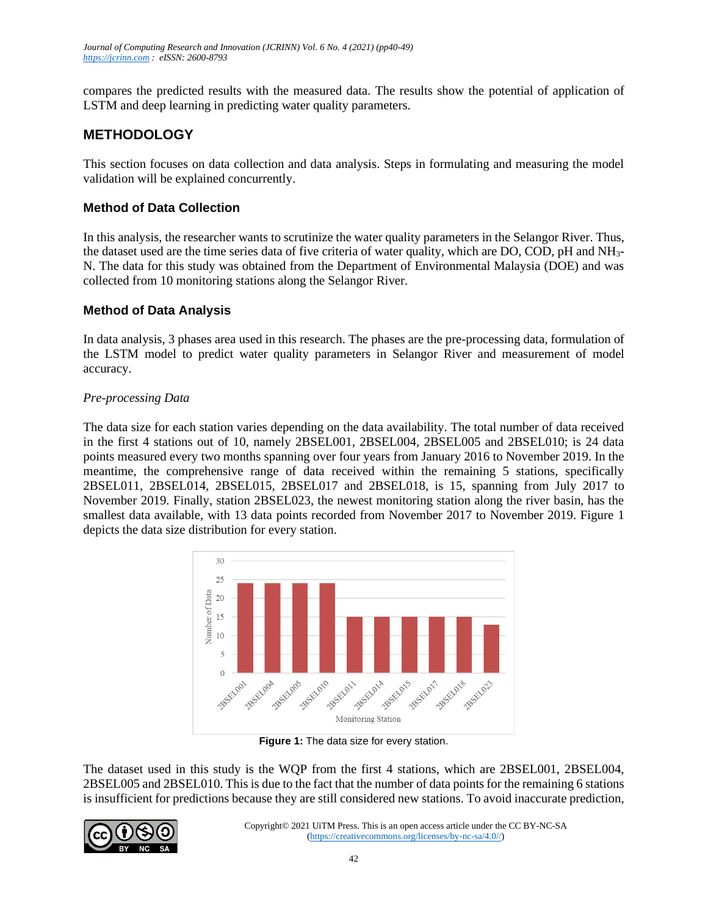compares the predicted results with the measured data. The results show the potential of application of LSTM and deep learning in predicting water quality parameters.

## METHODOLOGY

This section focuses on data collection and data analysis. Steps in formulating and measuring the model validation will be explained concurrently.

### Method of Data Collection

In this analysis, the researcher wants to scrutinize the water quality parameters in the Selangor River. Thus, the dataset used are the time series data of five criteria of water quality, which are DO, COD, pH and $NH_3$-N. The data for this study was obtained from the Department of Environmental Malaysia (DOE) and was collected from 10 monitoring stations along the Selangor River.

### Method of Data Analysis

In data analysis, 3 phases area used in this research. The phases are the pre-processing data, formulation of the LSTM model to predict water quality parameters in Selangor River and measurement of model accuracy.

*Pre-processing Data*

The data size for each station varies depending on the data availability. The total number of data received in the first 4 stations out of 10, namely 2BSEL001, 2BSEL004, 2BSEL005 and 2BSEL010; is 24 data points measured every two months spanning over four years from January 2016 to November 2019. In the meantime, the comprehensive range of data received within the remaining 5 stations, specifically 2BSEL011, 2BSEL014, 2BSEL015, 2BSEL017 and 2BSEL018, is 15, spanning from July 2017 to November 2019. Finally, station 2BSEL023, the newest monitoring station along the river basin, has the smallest data available, with 13 data points recorded from November 2017 to November 2019. Figure 1 depicts the data size distribution for every station.

**Figure 1:** The data size for every station.

The dataset used in this study is the WQP from the first 4 stations, which are 2BSEL001, 2BSEL004, 2BSEL005 and 2BSEL010. This is due to the fact that the number of data points for the remaining 6 stations is insufficient for predictions because they are still considered new stations. To avoid inaccurate prediction,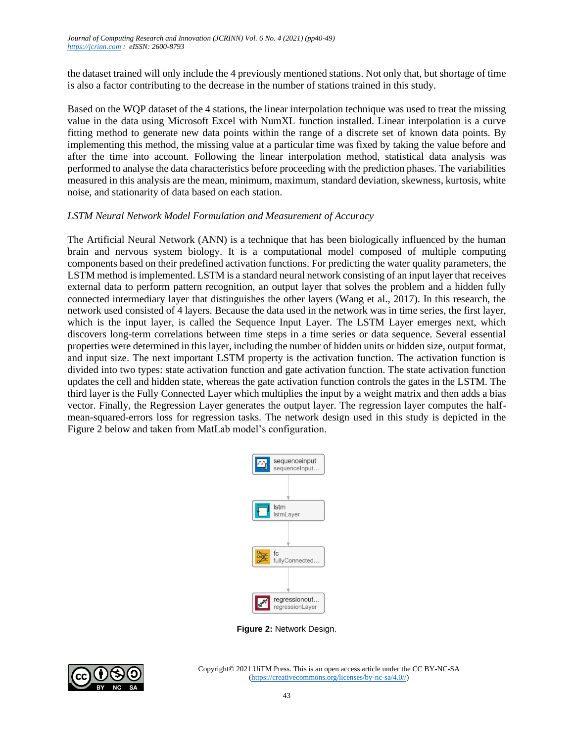the dataset trained will only include the 4 previously mentioned stations. Not only that, but shortage of time is also a factor contributing to the decrease in the number of stations trained in this study.

Based on the WQP dataset of the 4 stations, the linear interpolation technique was used to treat the missing value in the data using Microsoft Excel with NumXL function installed. Linear interpolation is a curve fitting method to generate new data points within the range of a discrete set of known data points. By implementing this method, the missing value at a particular time was fixed by taking the value before and after the time into account. Following the linear interpolation method, statistical data analysis was performed to analyse the data characteristics before proceeding with the prediction phases. The variabilities measured in this analysis are the mean, minimum, maximum, standard deviation, skewness, kurtosis, white noise, and stationarity of data based on each station.

*LSTM Neural Network Model Formulation and Measurement of Accuracy*

The Artificial Neural Network (ANN) is a technique that has been biologically influenced by the human brain and nervous system biology. It is a computational model composed of multiple computing components based on their predefined activation functions. For predicting the water quality parameters, the LSTM method is implemented. LSTM is a standard neural network consisting of an input layer that receives external data to perform pattern recognition, an output layer that solves the problem and a hidden fully connected intermediary layer that distinguishes the other layers (Wang et al., 2017). In this research, the network used consisted of 4 layers. Because the data used in the network was in time series, the first layer, which is the input layer, is called the Sequence Input Layer. The LSTM Layer emerges next, which discovers long-term correlations between time steps in a time series or data sequence. Several essential properties were determined in this layer, including the number of hidden units or hidden size, output format, and input size. The next important LSTM property is the activation function. The activation function is divided into two types: state activation function and gate activation function. The state activation function updates the cell and hidden state, whereas the gate activation function controls the gates in the LSTM. The third layer is the Fully Connected Layer which multiplies the input by a weight matrix and then adds a bias vector. Finally, the Regression Layer generates the output layer. The regression layer computes the half-mean-squared-errors loss for regression tasks. The network design used in this study is depicted in the Figure 2 below and taken from MatLab model's configuration.

sequenceinput
sequenceInput...

lstm
lstmLayer

fc
fullyConnected...

regressionout...
regressionLayer

**Figure 2:** Network Design.

Copyright© 2021 UiTM Press. This is an open access article under the CC BY-NC-SA (https://creativecommons.org/licenses/by-nc-sa/4.0//)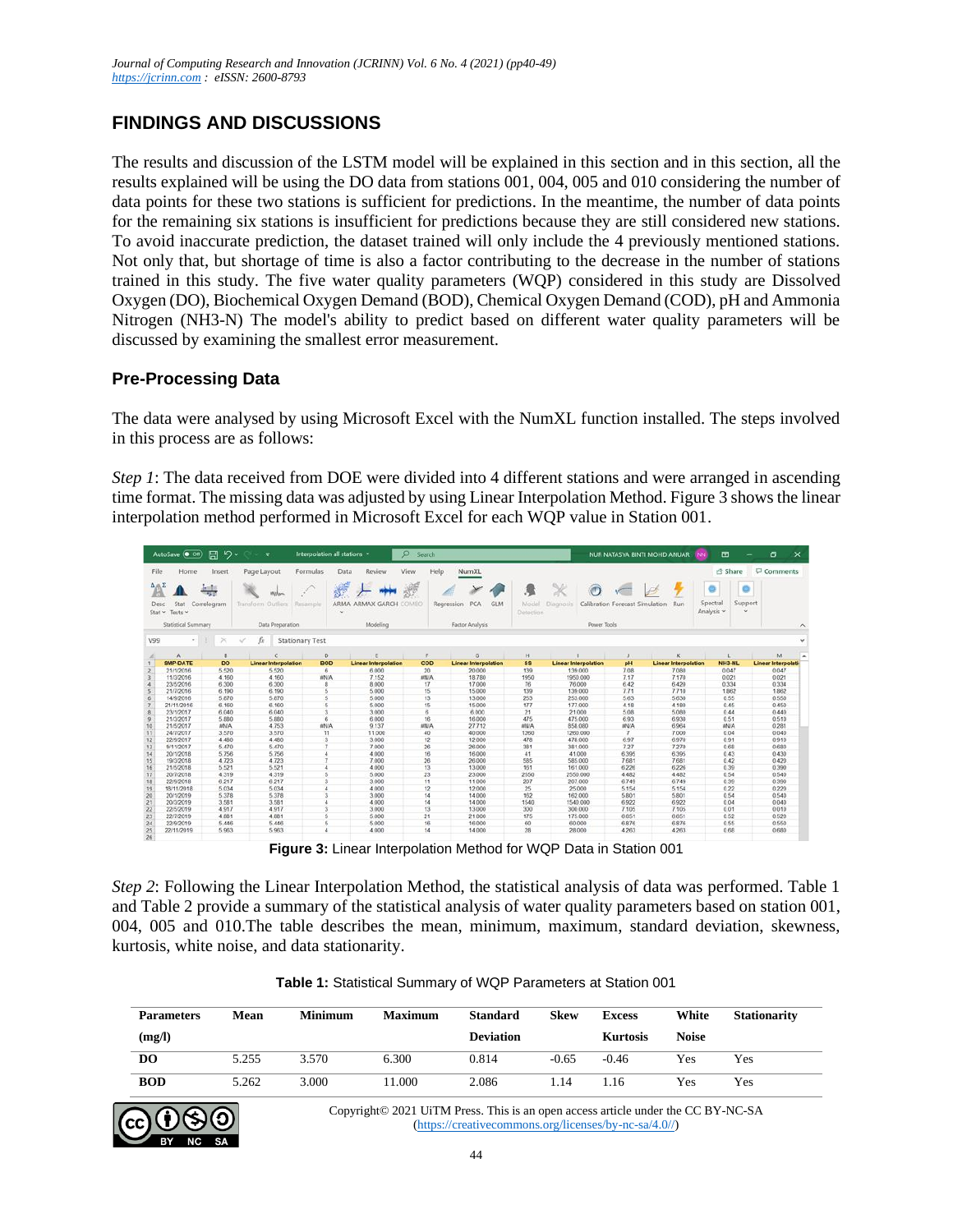## FINDINGS AND DISCUSSIONS

The results and discussion of the LSTM model will be explained in this section and in this section, all the results explained will be using the DO data from stations 001, 004, 005 and 010 considering the number of data points for these two stations is sufficient for predictions. In the meantime, the number of data points for the remaining six stations is insufficient for predictions because they are still considered new stations. To avoid inaccurate prediction, the dataset trained will only include the 4 previously mentioned stations. Not only that, but shortage of time is also a factor contributing to the decrease in the number of stations trained in this study. The five water quality parameters (WQP) considered in this study are Dissolved Oxygen (DO), Biochemical Oxygen Demand (BOD), Chemical Oxygen Demand (COD), pH and Ammonia Nitrogen (NH3-N) The model's ability to predict based on different water quality parameters will be discussed by examining the smallest error measurement.

### Pre-Processing Data

The data were analysed by using Microsoft Excel with the NumXL function installed. The steps involved in this process are as follows:

*Step 1*: The data received from DOE were divided into 4 different stations and were arranged in ascending time format. The missing data was adjusted by using Linear Interpolation Method. Figure 3 shows the linear interpolation method performed in Microsoft Excel for each WQP value in Station 001.

**Figure 3:** Linear Interpolation Method for WQP Data in Station 001

*Step 2*: Following the Linear Interpolation Method, the statistical analysis of data was performed. Table 1 and Table 2 provide a summary of the statistical analysis of water quality parameters based on station 001, 004, 005 and 010.The table describes the mean, minimum, maximum, standard deviation, skewness, kurtosis, white noise, and data stationarity.

**Table 1:** Statistical Summary of WQP Parameters at Station 001

| Parameters (mg/l) | Mean | Minimum | Maximum | Standard Deviation | Skew | Excess Kurtosis | White Noise | Stationarity |
|---|---|---|---|---|---|---|---|---|
| DO | 5.255 | 3.570 | 6.300 | 0.814 | -0.65 | -0.46 | Yes | Yes |
| BOD | 5.262 | 3.000 | 11.000 | 2.086 | 1.14 | 1.16 | Yes | Yes |

Copyright© 2021 UiTM Press. This is an open access article under the CC BY-NC-SA (https://creativecommons.org/licenses/by-nc-sa/4.0//)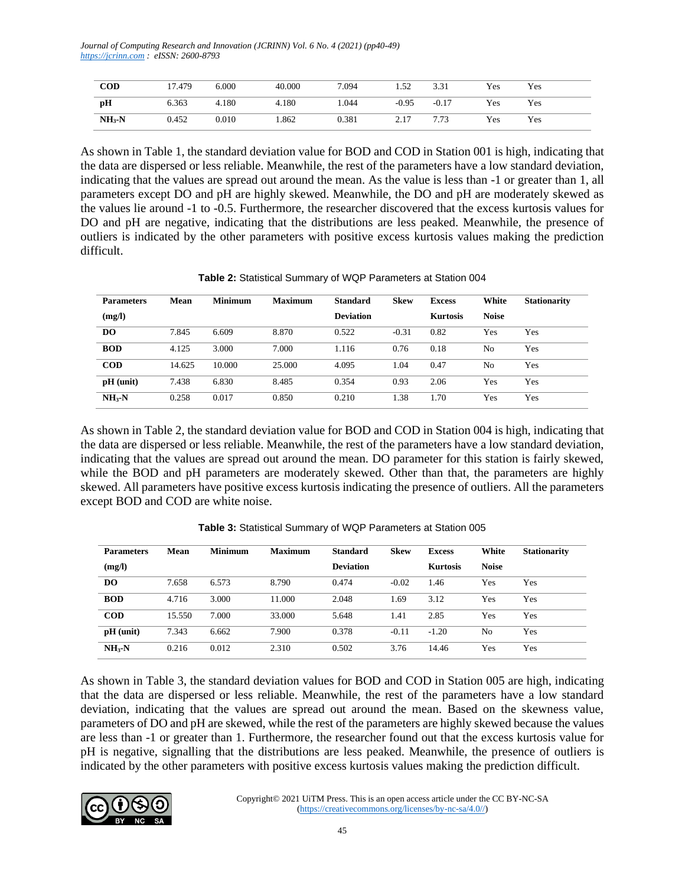| | | | | | | | | |
|---|---|---|---|---|---|---|---|---|
| **COD** | 17.479 | 6.000 | 40.000 | 7.094 | 1.52 | 3.31 | Yes | Yes |
| **pH** | 6.363 | 4.180 | 4.180 | 1.044 | -0.95 | -0.17 | Yes | Yes |
| **$NH_3$-N** | 0.452 | 0.010 | 1.862 | 0.381 | 2.17 | 7.73 | Yes | Yes |

As shown in Table 1, the standard deviation value for BOD and COD in Station 001 is high, indicating that the data are dispersed or less reliable. Meanwhile, the rest of the parameters have a low standard deviation, indicating that the values are spread out around the mean. As the value is less than -1 or greater than 1, all parameters except DO and pH are highly skewed. Meanwhile, the DO and pH are moderately skewed as the values lie around -1 to -0.5. Furthermore, the researcher discovered that the excess kurtosis values for DO and pH are negative, indicating that the distributions are less peaked. Meanwhile, the presence of outliers is indicated by the other parameters with positive excess kurtosis values making the prediction difficult.

**Table 2:** Statistical Summary of WQP Parameters at Station 004

| **Parameters (mg/l)** | **Mean** | **Minimum** | **Maximum** | **Standard Deviation** | **Skew** | **Excess Kurtosis** | **White Noise** | **Stationarity** |
|---|---|---|---|---|---|---|---|---|
| **DO** | 7.845 | 6.609 | 8.870 | 0.522 | -0.31 | 0.82 | Yes | Yes |
| **BOD** | 4.125 | 3.000 | 7.000 | 1.116 | 0.76 | 0.18 | No | Yes |
| **COD** | 14.625 | 10.000 | 25.000 | 4.095 | 1.04 | 0.47 | No | Yes |
| **pH (unit)** | 7.438 | 6.830 | 8.485 | 0.354 | 0.93 | 2.06 | Yes | Yes |
| **$NH_3$-N** | 0.258 | 0.017 | 0.850 | 0.210 | 1.38 | 1.70 | Yes | Yes |

As shown in Table 2, the standard deviation value for BOD and COD in Station 004 is high, indicating that the data are dispersed or less reliable. Meanwhile, the rest of the parameters have a low standard deviation, indicating that the values are spread out around the mean. DO parameter for this station is fairly skewed, while the BOD and pH parameters are moderately skewed. Other than that, the parameters are highly skewed. All parameters have positive excess kurtosis indicating the presence of outliers. All the parameters except BOD and COD are white noise.

**Table 3:** Statistical Summary of WQP Parameters at Station 005

| **Parameters (mg/l)** | **Mean** | **Minimum** | **Maximum** | **Standard Deviation** | **Skew** | **Excess Kurtosis** | **White Noise** | **Stationarity** |
|---|---|---|---|---|---|---|---|---|
| **DO** | 7.658 | 6.573 | 8.790 | 0.474 | -0.02 | 1.46 | Yes | Yes |
| **BOD** | 4.716 | 3.000 | 11.000 | 2.048 | 1.69 | 3.12 | Yes | Yes |
| **COD** | 15.550 | 7.000 | 33.000 | 5.648 | 1.41 | 2.85 | Yes | Yes |
| **pH (unit)** | 7.343 | 6.662 | 7.900 | 0.378 | -0.11 | -1.20 | No | Yes |
| **$NH_3$-N** | 0.216 | 0.012 | 2.310 | 0.502 | 3.76 | 14.46 | Yes | Yes |

As shown in Table 3, the standard deviation values for BOD and COD in Station 005 are high, indicating that the data are dispersed or less reliable. Meanwhile, the rest of the parameters have a low standard deviation, indicating that the values are spread out around the mean. Based on the skewness value, parameters of DO and pH are skewed, while the rest of the parameters are highly skewed because the values are less than -1 or greater than 1. Furthermore, the researcher found out that the excess kurtosis value for pH is negative, signalling that the distributions are less peaked. Meanwhile, the presence of outliers is indicated by the other parameters with positive excess kurtosis values making the prediction difficult.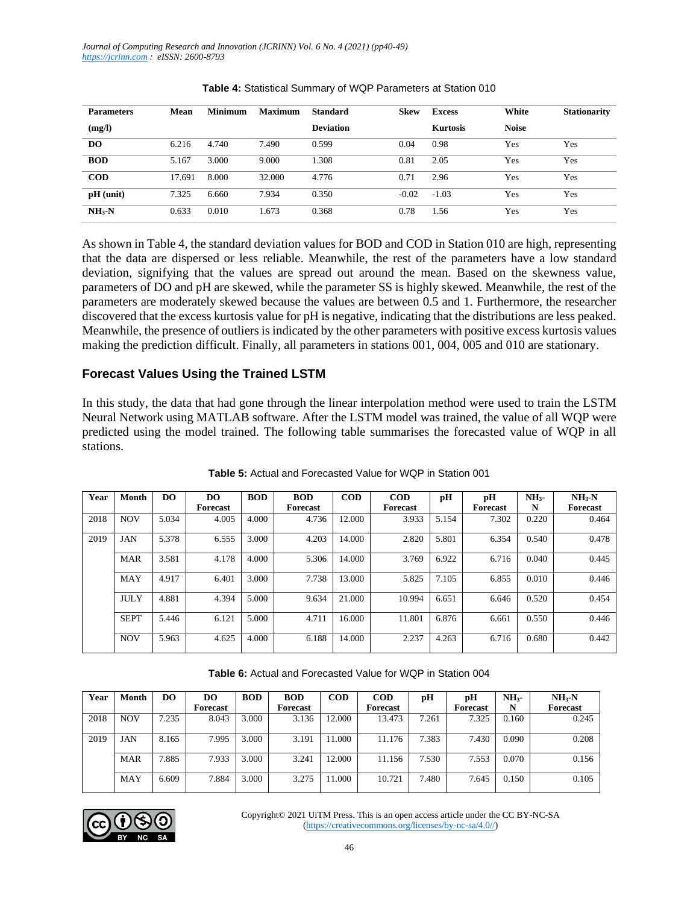**Table 4:** Statistical Summary of WQP Parameters at Station 010

| Parameters (mg/l) | Mean | Minimum | Maximum | Standard Deviation | Skew | Excess Kurtosis | White Noise | Stationarity |
|---|---|---|---|---|---|---|---|---|
| **DO** | 6.216 | 4.740 | 7.490 | 0.599 | 0.04 | 0.98 | Yes | Yes |
| **BOD** | 5.167 | 3.000 | 9.000 | 1.308 | 0.81 | 2.05 | Yes | Yes |
| **COD** | 17.691 | 8.000 | 32.000 | 4.776 | 0.71 | 2.96 | Yes | Yes |
| **pH (unit)** | 7.325 | 6.660 | 7.934 | 0.350 | -0.02 | -1.03 | Yes | Yes |
| **$NH_3$-N** | 0.633 | 0.010 | 1.673 | 0.368 | 0.78 | 1.56 | Yes | Yes |

As shown in Table 4, the standard deviation values for BOD and COD in Station 010 are high, representing that the data are dispersed or less reliable. Meanwhile, the rest of the parameters have a low standard deviation, signifying that the values are spread out around the mean. Based on the skewness value, parameters of DO and pH are skewed, while the parameter SS is highly skewed. Meanwhile, the rest of the parameters are moderately skewed because the values are between 0.5 and 1. Furthermore, the researcher discovered that the excess kurtosis value for pH is negative, indicating that the distributions are less peaked. Meanwhile, the presence of outliers is indicated by the other parameters with positive excess kurtosis values making the prediction difficult. Finally, all parameters in stations 001, 004, 005 and 010 are stationary.

## Forecast Values Using the Trained LSTM

In this study, the data that had gone through the linear interpolation method were used to train the LSTM Neural Network using MATLAB software. After the LSTM model was trained, the value of all WQP were predicted using the model trained. The following table summarises the forecasted value of WQP in all stations.

**Table 5:** Actual and Forecasted Value for WQP in Station 001

| Year | Month | DO | DO Forecast | BOD | BOD Forecast | COD | COD Forecast | pH | pH Forecast | $NH_3$-N | $NH_3$-N Forecast |
|---|---|---|---|---|---|---|---|---|---|---|---|
| 2018 | NOV | 5.034 | 4.005 | 4.000 | 4.736 | 12.000 | 3.933 | 5.154 | 7.302 | 0.220 | 0.464 |
| 2019 | JAN | 5.378 | 6.555 | 3.000 | 4.203 | 14.000 | 2.820 | 5.801 | 6.354 | 0.540 | 0.478 |
| | MAR | 3.581 | 4.178 | 4.000 | 5.306 | 14.000 | 3.769 | 6.922 | 6.716 | 0.040 | 0.445 |
| | MAY | 4.917 | 6.401 | 3.000 | 7.738 | 13.000 | 5.825 | 7.105 | 6.855 | 0.010 | 0.446 |
| | JULY | 4.881 | 4.394 | 5.000 | 9.634 | 21.000 | 10.994 | 6.651 | 6.646 | 0.520 | 0.454 |
| | SEPT | 5.446 | 6.121 | 5.000 | 4.711 | 16.000 | 11.801 | 6.876 | 6.661 | 0.550 | 0.446 |
| | NOV | 5.963 | 4.625 | 4.000 | 6.188 | 14.000 | 2.237 | 4.263 | 6.716 | 0.680 | 0.442 |

**Table 6:** Actual and Forecasted Value for WQP in Station 004

| Year | Month | DO | DO Forecast | BOD | BOD Forecast | COD | COD Forecast | pH | pH Forecast | $NH_3$-N | $NH_3$-N Forecast |
|---|---|---|---|---|---|---|---|---|---|---|---|
| 2018 | NOV | 7.235 | 8.043 | 3.000 | 3.136 | 12.000 | 13.473 | 7.261 | 7.325 | 0.160 | 0.245 |
| 2019 | JAN | 8.165 | 7.995 | 3.000 | 3.191 | 11.000 | 11.176 | 7.383 | 7.430 | 0.090 | 0.208 |
| | MAR | 7.885 | 7.933 | 3.000 | 3.241 | 12.000 | 11.156 | 7.530 | 7.553 | 0.070 | 0.156 |
| | MAY | 6.609 | 7.884 | 3.000 | 3.275 | 11.000 | 10.721 | 7.480 | 7.645 | 0.150 | 0.105 |

Copyright© 2021 UiTM Press. This is an open access article under the CC BY-NC-SA (https://creativecommons.org/licenses/by-nc-sa/4.0//)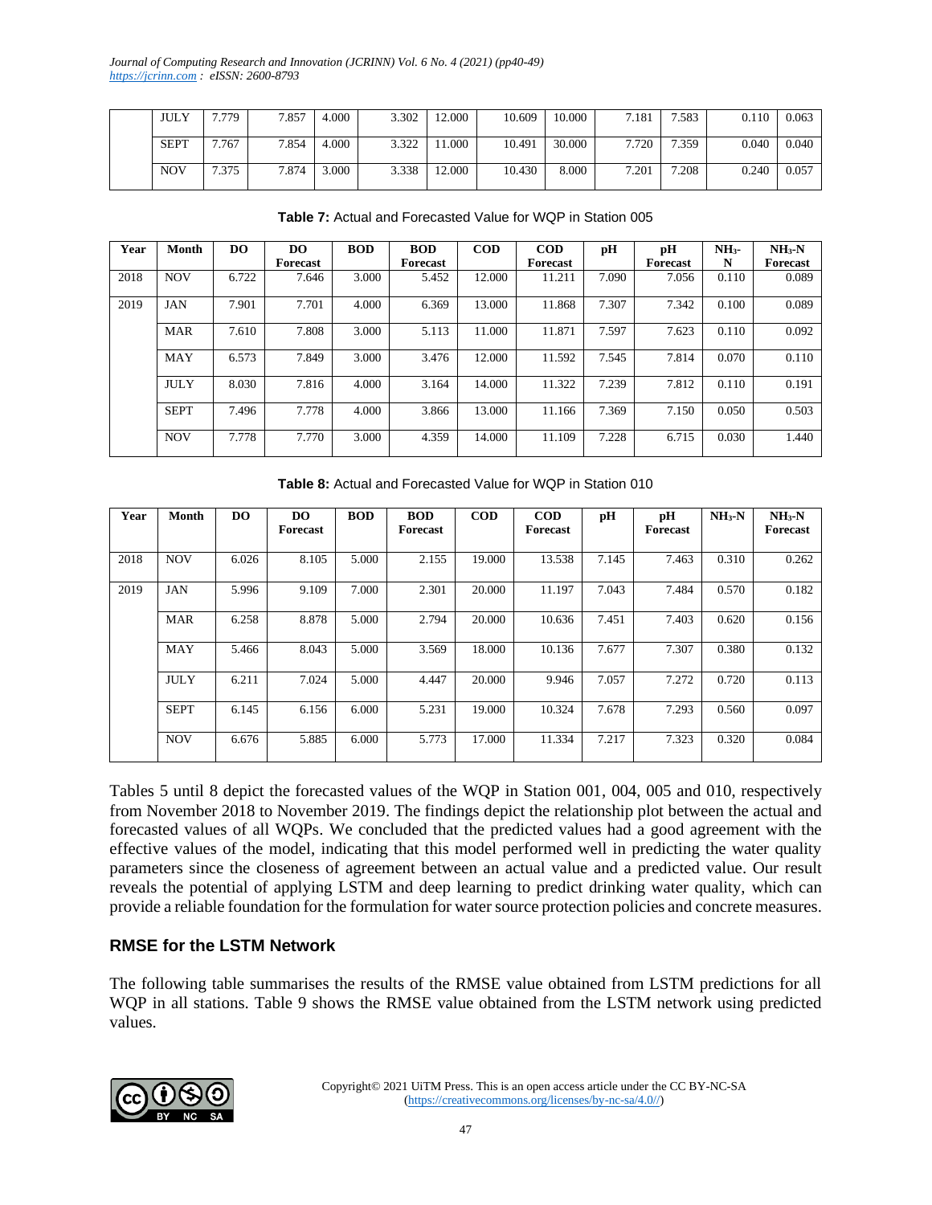| | JULY | 7.779 | 7.857 | 4.000 | 3.302 | 12.000 | 10.609 | 10.000 | 7.181 | 7.583 | 0.110 | 0.063 |
|---|---|---|---|---|---|---|---|---|---|---|---|---|
| | SEPT | 7.767 | 7.854 | 4.000 | 3.322 | 11.000 | 10.491 | 30.000 | 7.720 | 7.359 | 0.040 | 0.040 |
| | NOV | 7.375 | 7.874 | 3.000 | 3.338 | 12.000 | 10.430 | 8.000 | 7.201 | 7.208 | 0.240 | 0.057 |

**Table 7:** Actual and Forecasted Value for WQP in Station 005

| Year | Month | DO | DO Forecast | BOD | BOD Forecast | COD | COD Forecast | pH | pH Forecast | $NH_3$-N | $NH_3$-N Forecast |
|---|---|---|---|---|---|---|---|---|---|---|---|
| 2018 | NOV | 6.722 | 7.646 | 3.000 | 5.452 | 12.000 | 11.211 | 7.090 | 7.056 | 0.110 | 0.089 |
| 2019 | JAN | 7.901 | 7.701 | 4.000 | 6.369 | 13.000 | 11.868 | 7.307 | 7.342 | 0.100 | 0.089 |
| | MAR | 7.610 | 7.808 | 3.000 | 5.113 | 11.000 | 11.871 | 7.597 | 7.623 | 0.110 | 0.092 |
| | MAY | 6.573 | 7.849 | 3.000 | 3.476 | 12.000 | 11.592 | 7.545 | 7.814 | 0.070 | 0.110 |
| | JULY | 8.030 | 7.816 | 4.000 | 3.164 | 14.000 | 11.322 | 7.239 | 7.812 | 0.110 | 0.191 |
| | SEPT | 7.496 | 7.778 | 4.000 | 3.866 | 13.000 | 11.166 | 7.369 | 7.150 | 0.050 | 0.503 |
| | NOV | 7.778 | 7.770 | 3.000 | 4.359 | 14.000 | 11.109 | 7.228 | 6.715 | 0.030 | 1.440 |

**Table 8:** Actual and Forecasted Value for WQP in Station 010

| Year | Month | DO | DO Forecast | BOD | BOD Forecast | COD | COD Forecast | pH | pH Forecast | $NH_3$-N | $NH_3$-N Forecast |
|---|---|---|---|---|---|---|---|---|---|---|---|
| 2018 | NOV | 6.026 | 8.105 | 5.000 | 2.155 | 19.000 | 13.538 | 7.145 | 7.463 | 0.310 | 0.262 |
| 2019 | JAN | 5.996 | 9.109 | 7.000 | 2.301 | 20.000 | 11.197 | 7.043 | 7.484 | 0.570 | 0.182 |
| | MAR | 6.258 | 8.878 | 5.000 | 2.794 | 20.000 | 10.636 | 7.451 | 7.403 | 0.620 | 0.156 |
| | MAY | 5.466 | 8.043 | 5.000 | 3.569 | 18.000 | 10.136 | 7.677 | 7.307 | 0.380 | 0.132 |
| | JULY | 6.211 | 7.024 | 5.000 | 4.447 | 20.000 | 9.946 | 7.057 | 7.272 | 0.720 | 0.113 |
| | SEPT | 6.145 | 6.156 | 6.000 | 5.231 | 19.000 | 10.324 | 7.678 | 7.293 | 0.560 | 0.097 |
| | NOV | 6.676 | 5.885 | 6.000 | 5.773 | 17.000 | 11.334 | 7.217 | 7.323 | 0.320 | 0.084 |

Tables 5 until 8 depict the forecasted values of the WQP in Station 001, 004, 005 and 010, respectively from November 2018 to November 2019. The findings depict the relationship plot between the actual and forecasted values of all WQPs. We concluded that the predicted values had a good agreement with the effective values of the model, indicating that this model performed well in predicting the water quality parameters since the closeness of agreement between an actual value and a predicted value. Our result reveals the potential of applying LSTM and deep learning to predict drinking water quality, which can provide a reliable foundation for the formulation for water source protection policies and concrete measures.

## RMSE for the LSTM Network

The following table summarises the results of the RMSE value obtained from LSTM predictions for all WQP in all stations. Table 9 shows the RMSE value obtained from the LSTM network using predicted values.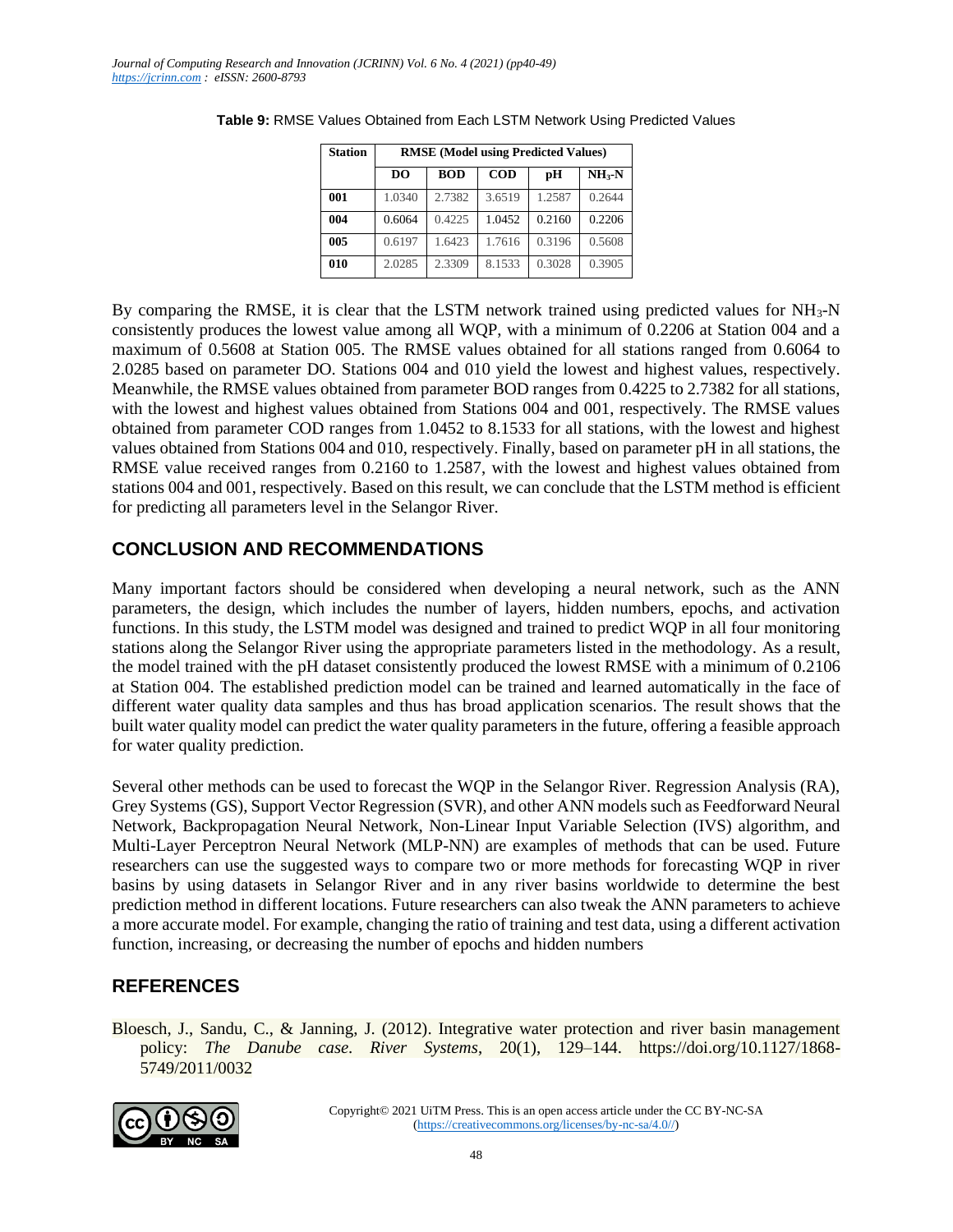**Table 9:** RMSE Values Obtained from Each LSTM Network Using Predicted Values

| Station | RMSE (Model using Predicted Values) | | | | |
|---|---|---|---|---|---|
| | DO | BOD | COD | pH | $NH_3$-N |
| 001 | 1.0340 | 2.7382 | 3.6519 | 1.2587 | 0.2644 |
| 004 | 0.6064 | 0.4225 | 1.0452 | 0.2160 | 0.2206 |
| 005 | 0.6197 | 1.6423 | 1.7616 | 0.3196 | 0.5608 |
| 010 | 2.0285 | 2.3309 | 8.1533 | 0.3028 | 0.3905 |

By comparing the RMSE, it is clear that the LSTM network trained using predicted values for $NH_3$-N consistently produces the lowest value among all WQP, with a minimum of 0.2206 at Station 004 and a maximum of 0.5608 at Station 005. The RMSE values obtained for all stations ranged from 0.6064 to 2.0285 based on parameter DO. Stations 004 and 010 yield the lowest and highest values, respectively. Meanwhile, the RMSE values obtained from parameter BOD ranges from 0.4225 to 2.7382 for all stations, with the lowest and highest values obtained from Stations 004 and 001, respectively. The RMSE values obtained from parameter COD ranges from 1.0452 to 8.1533 for all stations, with the lowest and highest values obtained from Stations 004 and 010, respectively. Finally, based on parameter pH in all stations, the RMSE value received ranges from 0.2160 to 1.2587, with the lowest and highest values obtained from stations 004 and 001, respectively. Based on this result, we can conclude that the LSTM method is efficient for predicting all parameters level in the Selangor River.

## CONCLUSION AND RECOMMENDATIONS

Many important factors should be considered when developing a neural network, such as the ANN parameters, the design, which includes the number of layers, hidden numbers, epochs, and activation functions. In this study, the LSTM model was designed and trained to predict WQP in all four monitoring stations along the Selangor River using the appropriate parameters listed in the methodology. As a result, the model trained with the pH dataset consistently produced the lowest RMSE with a minimum of 0.2106 at Station 004. The established prediction model can be trained and learned automatically in the face of different water quality data samples and thus has broad application scenarios. The result shows that the built water quality model can predict the water quality parameters in the future, offering a feasible approach for water quality prediction.

Several other methods can be used to forecast the WQP in the Selangor River. Regression Analysis (RA), Grey Systems (GS), Support Vector Regression (SVR), and other ANN models such as Feedforward Neural Network, Backpropagation Neural Network, Non-Linear Input Variable Selection (IVS) algorithm, and Multi-Layer Perceptron Neural Network (MLP-NN) are examples of methods that can be used. Future researchers can use the suggested ways to compare two or more methods for forecasting WQP in river basins by using datasets in Selangor River and in any river basins worldwide to determine the best prediction method in different locations. Future researchers can also tweak the ANN parameters to achieve a more accurate model. For example, changing the ratio of training and test data, using a different activation function, increasing, or decreasing the number of epochs and hidden numbers

## REFERENCES

Bloesch, J., Sandu, C., & Janning, J. (2012). Integrative water protection and river basin management policy: *The Danube case. River Systems*, 20(1), 129–144. https://doi.org/10.1127/1868-5749/2011/0032

Copyright© 2021 UiTM Press. This is an open access article under the CC BY-NC-SA (https://creativecommons.org/licenses/by-nc-sa/4.0//)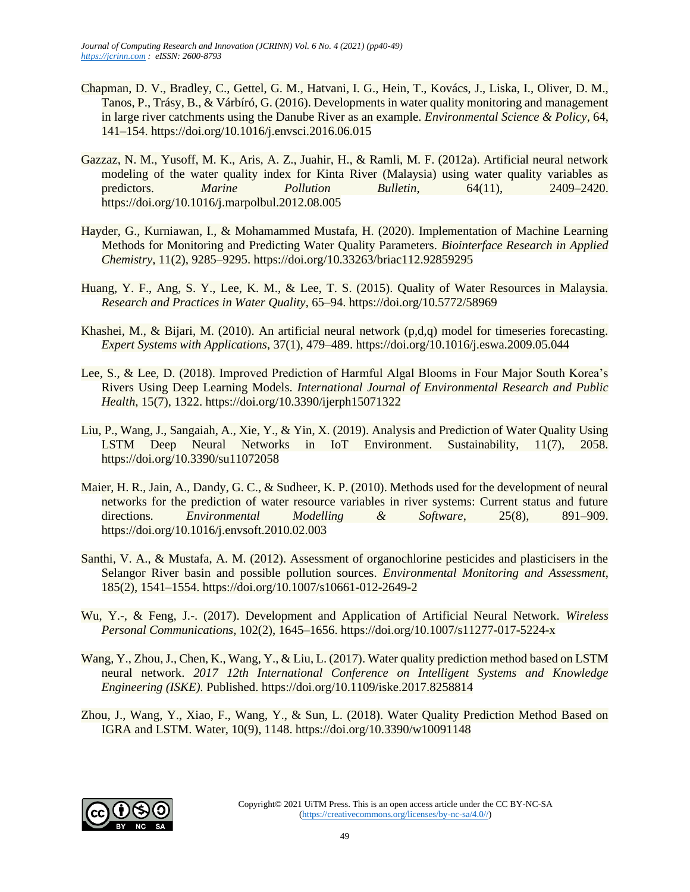Chapman, D. V., Bradley, C., Gettel, G. M., Hatvani, I. G., Hein, T., Kovács, J., Liska, I., Oliver, D. M., Tanos, P., Trásy, B., & Várbíró, G. (2016). Developments in water quality monitoring and management in large river catchments using the Danube River as an example. *Environmental Science & Policy*, 64, 141–154. https://doi.org/10.1016/j.envsci.2016.06.015

Gazzaz, N. M., Yusoff, M. K., Aris, A. Z., Juahir, H., & Ramli, M. F. (2012a). Artificial neural network modeling of the water quality index for Kinta River (Malaysia) using water quality variables as predictors. *Marine Pollution Bulletin*, 64(11), 2409–2420. https://doi.org/10.1016/j.marpolbul.2012.08.005

Hayder, G., Kurniawan, I., & Mohamammed Mustafa, H. (2020). Implementation of Machine Learning Methods for Monitoring and Predicting Water Quality Parameters. *Biointerface Research in Applied Chemistry*, 11(2), 9285–9295. https://doi.org/10.33263/briac112.92859295

Huang, Y. F., Ang, S. Y., Lee, K. M., & Lee, T. S. (2015). Quality of Water Resources in Malaysia. *Research and Practices in Water Quality*, 65–94. https://doi.org/10.5772/58969

Khashei, M., & Bijari, M. (2010). An artificial neural network (p,d,q) model for timeseries forecasting. *Expert Systems with Applications*, 37(1), 479–489. https://doi.org/10.1016/j.eswa.2009.05.044

Lee, S., & Lee, D. (2018). Improved Prediction of Harmful Algal Blooms in Four Major South Korea's Rivers Using Deep Learning Models. *International Journal of Environmental Research and Public Health*, 15(7), 1322. https://doi.org/10.3390/ijerph15071322

Liu, P., Wang, J., Sangaiah, A., Xie, Y., & Yin, X. (2019). Analysis and Prediction of Water Quality Using LSTM Deep Neural Networks in IoT Environment. Sustainability, 11(7), 2058. https://doi.org/10.3390/su11072058

Maier, H. R., Jain, A., Dandy, G. C., & Sudheer, K. P. (2010). Methods used for the development of neural networks for the prediction of water resource variables in river systems: Current status and future directions. *Environmental Modelling & Software*, 25(8), 891–909. https://doi.org/10.1016/j.envsoft.2010.02.003

Santhi, V. A., & Mustafa, A. M. (2012). Assessment of organochlorine pesticides and plasticisers in the Selangor River basin and possible pollution sources. *Environmental Monitoring and Assessment*, 185(2), 1541–1554. https://doi.org/10.1007/s10661-012-2649-2

Wu, Y.-, & Feng, J.-. (2017). Development and Application of Artificial Neural Network. *Wireless Personal Communications*, 102(2), 1645–1656. https://doi.org/10.1007/s11277-017-5224-x

Wang, Y., Zhou, J., Chen, K., Wang, Y., & Liu, L. (2017). Water quality prediction method based on LSTM neural network. *2017 12th International Conference on Intelligent Systems and Knowledge Engineering (ISKE).* Published. https://doi.org/10.1109/iske.2017.8258814

Zhou, J., Wang, Y., Xiao, F., Wang, Y., & Sun, L. (2018). Water Quality Prediction Method Based on IGRA and LSTM. Water, 10(9), 1148. https://doi.org/10.3390/w10091148

Copyright© 2021 UiTM Press. This is an open access article under the CC BY-NC-SA (https://creativecommons.org/licenses/by-nc-sa/4.0//)